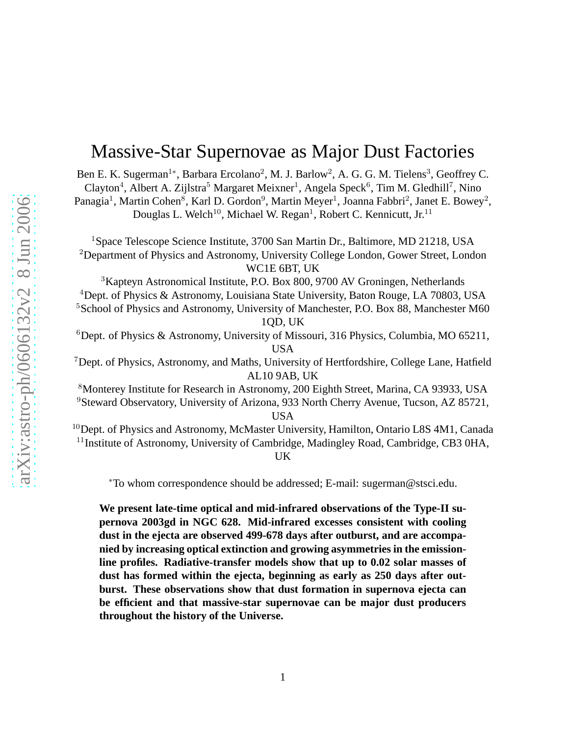# Massive-Star Supernovae as Major Dust Factories

Ben E. K. Sugerman[1*], Barbara Ercolano[2], M. J. Barlow[2], A. G. G. M. Tielens[3], Geoffrey C. Clayton[4], Albert A. Zijlstra[5] Margaret Meixner[1], Angela Speck[6], Tim M. Gledhill[7], Nino Panagia[1], Martin Cohen[8], Karl D. Gordon[9], Martin Meyer[1], Joanna Fabbri[2], Janet E. Bowey[2], Douglas L. Welch[10], Michael W. Regan[1], Robert C. Kennicutt, Jr.[11]

[1]Space Telescope Science Institute, 3700 San Martin Dr., Baltimore, MD 21218, USA
[2]Department of Physics and Astronomy, University College London, Gower Street, London WC1E 6BT, UK
[3]Kapteyn Astronomical Institute, P.O. Box 800, 9700 AV Groningen, Netherlands
[4]Dept. of Physics & Astronomy, Louisiana State University, Baton Rouge, LA 70803, USA
[5]School of Physics and Astronomy, University of Manchester, P.O. Box 88, Manchester M60 1QD, UK
[6]Dept. of Physics & Astronomy, University of Missouri, 316 Physics, Columbia, MO 65211, USA
[7]Dept. of Physics, Astronomy, and Maths, University of Hertfordshire, College Lane, Hatfield AL10 9AB, UK
[8]Monterey Institute for Research in Astronomy, 200 Eighth Street, Marina, CA 93933, USA
[9]Steward Observatory, University of Arizona, 933 North Cherry Avenue, Tucson, AZ 85721, USA
[10]Dept. of Physics and Astronomy, McMaster University, Hamilton, Ontario L8S 4M1, Canada
[11]Institute of Astronomy, University of Cambridge, Madingley Road, Cambridge, CB3 0HA, UK

*To whom correspondence should be addressed; E-mail: sugerman@stsci.edu.

**We present late-time optical and mid-infrared observations of the Type-II supernova 2003gd in NGC 628. Mid-infrared excesses consistent with cooling dust in the ejecta are observed 499-678 days after outburst, and are accompanied by increasing optical extinction and growing asymmetries in the emission-line profiles. Radiative-transfer models show that up to 0.02 solar masses of dust has formed within the ejecta, beginning as early as 250 days after outburst. These observations show that dust formation in supernova ejecta can be efficient and that massive-star supernovae can be major dust producers throughout the history of the Universe.**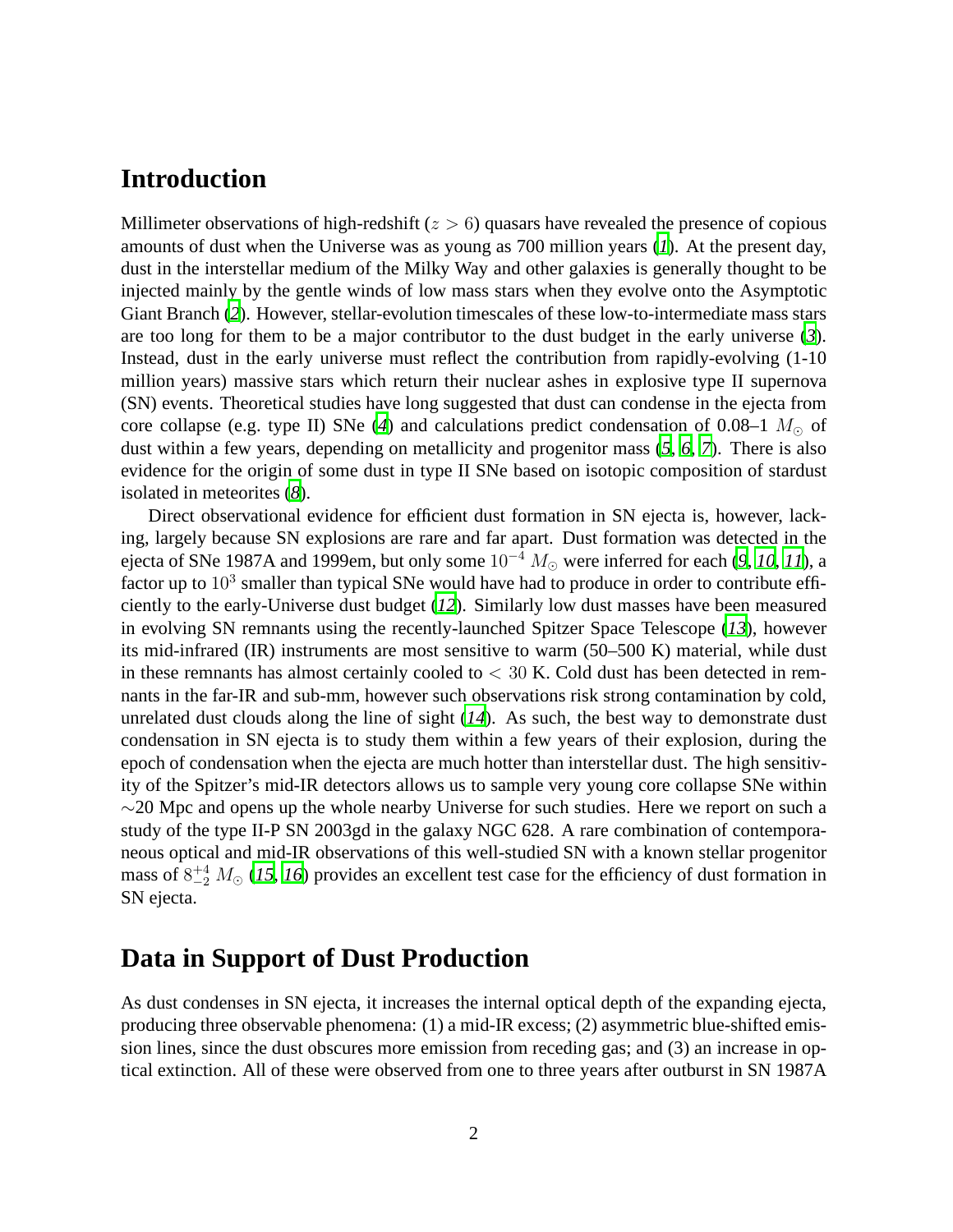## Introduction

Millimeter observations of high-redshift ($z > 6$) quasars have revealed the presence of copious amounts of dust when the Universe was as young as 700 million years (*1*). At the present day, dust in the interstellar medium of the Milky Way and other galaxies is generally thought to be injected mainly by the gentle winds of low mass stars when they evolve onto the Asymptotic Giant Branch (*2*). However, stellar-evolution timescales of these low-to-intermediate mass stars are too long for them to be a major contributor to the dust budget in the early universe (*3*). Instead, dust in the early universe must reflect the contribution from rapidly-evolving (1-10 million years) massive stars which return their nuclear ashes in explosive type II supernova (SN) events. Theoretical studies have long suggested that dust can condense in the ejecta from core collapse (e.g. type II) SNe (*4*) and calculations predict condensation of 0.08–1 $M_\odot$ of dust within a few years, depending on metallicity and progenitor mass (*5*, *6*, *7*). There is also evidence for the origin of some dust in type II SNe based on isotopic composition of stardust isolated in meteorites (*8*).

Direct observational evidence for efficient dust formation in SN ejecta is, however, lacking, largely because SN explosions are rare and far apart. Dust formation was detected in the ejecta of SNe 1987A and 1999em, but only some $10^{-4}$ $M_\odot$ were inferred for each (*9*, *10*, *11*), a factor up to $10^3$ smaller than typical SNe would have had to produce in order to contribute efficiently to the early-Universe dust budget (*12*). Similarly low dust masses have been measured in evolving SN remnants using the recently-launched Spitzer Space Telescope (*13*), however its mid-infrared (IR) instruments are most sensitive to warm (50–500 K) material, while dust in these remnants has almost certainly cooled to $< 30$ K. Cold dust has been detected in remnants in the far-IR and sub-mm, however such observations risk strong contamination by cold, unrelated dust clouds along the line of sight (*14*). As such, the best way to demonstrate dust condensation in SN ejecta is to study them within a few years of their explosion, during the epoch of condensation when the ejecta are much hotter than interstellar dust. The high sensitivity of the Spitzer's mid-IR detectors allows us to sample very young core collapse SNe within ∼20 Mpc and opens up the whole nearby Universe for such studies. Here we report on such a study of the type II-P SN 2003gd in the galaxy NGC 628. A rare combination of contemporaneous optical and mid-IR observations of this well-studied SN with a known stellar progenitor mass of $8^{+4}_{-2}$ $M_\odot$ (*15*, *16*) provides an excellent test case for the efficiency of dust formation in SN ejecta.

## Data in Support of Dust Production

As dust condenses in SN ejecta, it increases the internal optical depth of the expanding ejecta, producing three observable phenomena: (1) a mid-IR excess; (2) asymmetric blue-shifted emission lines, since the dust obscures more emission from receding gas; and (3) an increase in optical extinction. All of these were observed from one to three years after outburst in SN 1987A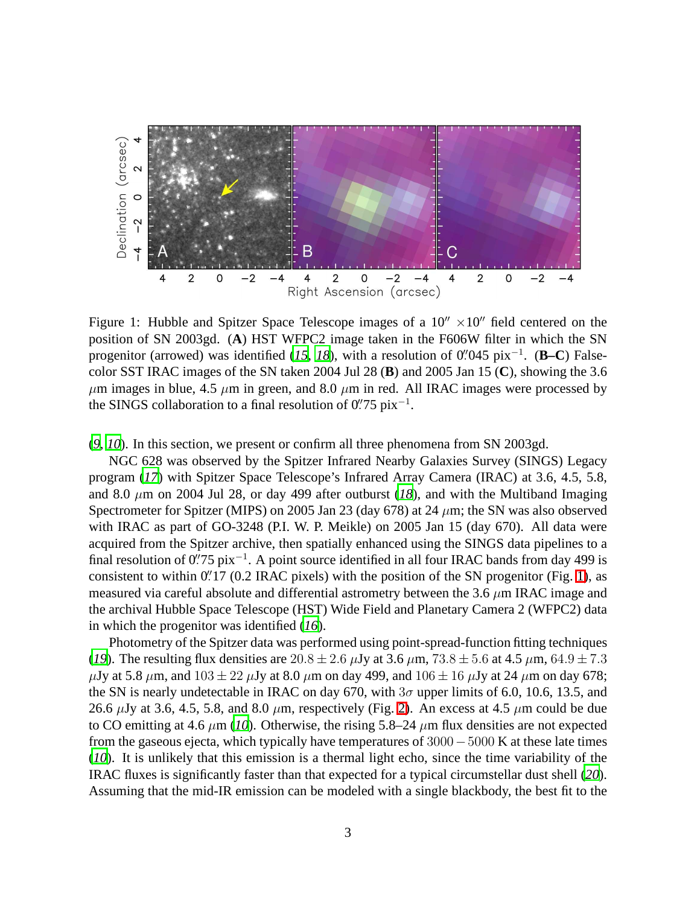Figure 1: Hubble and Spitzer Space Telescope images of a 10″ ×10″ field centered on the position of SN 2003gd. (**A**) HST WFPC2 image taken in the F606W filter in which the SN progenitor (arrowed) was identified (*15*, *18*), with a resolution of 0.″045 pix$^{-1}$. (**B–C**) False-color SST IRAC images of the SN taken 2004 Jul 28 (**B**) and 2005 Jan 15 (**C**), showing the 3.6 $\mu$m images in blue, 4.5 $\mu$m in green, and 8.0 $\mu$m in red. All IRAC images were processed by the SINGS collaboration to a final resolution of 0.″75 pix$^{-1}$.

(*9*, *10*). In this section, we present or confirm all three phenomena from SN 2003gd.

NGC 628 was observed by the Spitzer Infrared Nearby Galaxies Survey (SINGS) Legacy program (*17*) with Spitzer Space Telescope's Infrared Array Camera (IRAC) at 3.6, 4.5, 5.8, and 8.0 $\mu$m on 2004 Jul 28, or day 499 after outburst (*18*), and with the Multiband Imaging Spectrometer for Spitzer (MIPS) on 2005 Jan 23 (day 678) at 24 $\mu$m; the SN was also observed with IRAC as part of GO-3248 (P.I. W. P. Meikle) on 2005 Jan 15 (day 670). All data were acquired from the Spitzer archive, then spatially enhanced using the SINGS data pipelines to a final resolution of 0.″75 pix$^{-1}$. A point source identified in all four IRAC bands from day 499 is consistent to within 0.″17 (0.2 IRAC pixels) with the position of the SN progenitor (Fig. 1), as measured via careful absolute and differential astrometry between the 3.6 $\mu$m IRAC image and the archival Hubble Space Telescope (HST) Wide Field and Planetary Camera 2 (WFPC2) data in which the progenitor was identified (*16*).

Photometry of the Spitzer data was performed using point-spread-function fitting techniques (*19*). The resulting flux densities are $20.8 \pm 2.6$ $\mu$Jy at 3.6 $\mu$m, $73.8 \pm 5.6$ at 4.5 $\mu$m, $64.9 \pm 7.3$ $\mu$Jy at 5.8 $\mu$m, and $103 \pm 22$ $\mu$Jy at 8.0 $\mu$m on day 499, and $106 \pm 16$ $\mu$Jy at 24 $\mu$m on day 678; the SN is nearly undetectable in IRAC on day 670, with $3\sigma$ upper limits of 6.0, 10.6, 13.5, and 26.6 $\mu$Jy at 3.6, 4.5, 5.8, and 8.0 $\mu$m, respectively (Fig. 2). An excess at 4.5 $\mu$m could be due to CO emitting at 4.6 $\mu$m (*10*). Otherwise, the rising 5.8–24 $\mu$m flux densities are not expected from the gaseous ejecta, which typically have temperatures of $3000 - 5000$ K at these late times (*10*). It is unlikely that this emission is a thermal light echo, since the time variability of the IRAC fluxes is significantly faster than that expected for a typical circumstellar dust shell (*20*). Assuming that the mid-IR emission can be modeled with a single blackbody, the best fit to the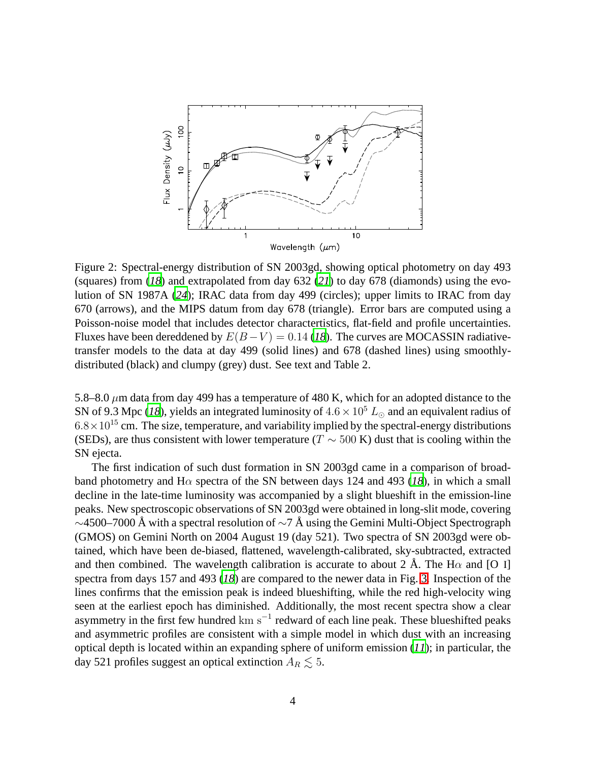Figure 2: Spectral-energy distribution of SN 2003gd, showing optical photometry on day 493 (squares) from (*18*) and extrapolated from day 632 (*21*) to day 678 (diamonds) using the evolution of SN 1987A (*24*); IRAC data from day 499 (circles); upper limits to IRAC from day 670 (arrows), and the MIPS datum from day 678 (triangle). Error bars are computed using a Poisson-noise model that includes detector charactertistics, flat-field and profile uncertainties. Fluxes have been dereddened by $E(B-V) = 0.14$ (*18*). The curves are MOCASSIN radiative-transfer models to the data at day 499 (solid lines) and 678 (dashed lines) using smoothly-distributed (black) and clumpy (grey) dust. See text and Table 2.

5.8–8.0 $\mu$m data from day 499 has a temperature of 480 K, which for an adopted distance to the SN of 9.3 Mpc (*18*), yields an integrated luminosity of $4.6 \times 10^5\ L_\odot$ and an equivalent radius of $6.8 \times 10^{15}$ cm. The size, temperature, and variability implied by the spectral-energy distributions (SEDs), are thus consistent with lower temperature ($T \sim 500$ K) dust that is cooling within the SN ejecta.

The first indication of such dust formation in SN 2003gd came in a comparison of broad-band photometry and H$\alpha$ spectra of the SN between days 124 and 493 (*18*), in which a small decline in the late-time luminosity was accompanied by a slight blueshift in the emission-line peaks. New spectroscopic observations of SN 2003gd were obtained in long-slit mode, covering $\sim$4500–7000 Å with a spectral resolution of $\sim$7 Å using the Gemini Multi-Object Spectrograph (GMOS) on Gemini North on 2004 August 19 (day 521). Two spectra of SN 2003gd were obtained, which have been de-biased, flattened, wavelength-calibrated, sky-subtracted, extracted and then combined. The wavelength calibration is accurate to about 2 Å. The H$\alpha$ and [O I] spectra from days 157 and 493 (*18*) are compared to the newer data in Fig. 3. Inspection of the lines confirms that the emission peak is indeed blueshifting, while the red high-velocity wing seen at the earliest epoch has diminished. Additionally, the most recent spectra show a clear asymmetry in the first few hundred $\mathrm{km\ s^{-1}}$ redward of each line peak. These blueshifted peaks and asymmetric profiles are consistent with a simple model in which dust with an increasing optical depth is located within an expanding sphere of uniform emission (*11*); in particular, the day 521 profiles suggest an optical extinction $A_R \lesssim 5$.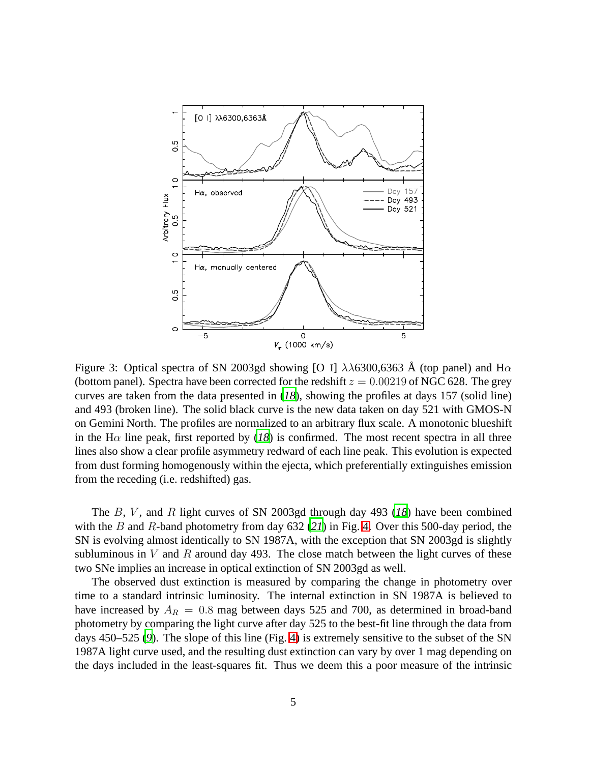Figure 3: Optical spectra of SN 2003gd showing [O I] $\lambda\lambda$6300,6363 Å (top panel) and H$\alpha$ (bottom panel). Spectra have been corrected for the redshift $z = 0.00219$ of NGC 628. The grey curves are taken from the data presented in (*18*), showing the profiles at days 157 (solid line) and 493 (broken line). The solid black curve is the new data taken on day 521 with GMOS-N on Gemini North. The profiles are normalized to an arbitrary flux scale. A monotonic blueshift in the H$\alpha$ line peak, first reported by (*18*) is confirmed. The most recent spectra in all three lines also show a clear profile asymmetry redward of each line peak. This evolution is expected from dust forming homogenously within the ejecta, which preferentially extinguishes emission from the receding (i.e. redshifted) gas.

The $B$, $V$, and $R$ light curves of SN 2003gd through day 493 (*18*) have been combined with the $B$ and $R$-band photometry from day 632 (*21*) in Fig. 4. Over this 500-day period, the SN is evolving almost identically to SN 1987A, with the exception that SN 2003gd is slightly subluminous in $V$ and $R$ around day 493. The close match between the light curves of these two SNe implies an increase in optical extinction of SN 2003gd as well.

The observed dust extinction is measured by comparing the change in photometry over time to a standard intrinsic luminosity. The internal extinction in SN 1987A is believed to have increased by $A_R = 0.8$ mag between days 525 and 700, as determined in broad-band photometry by comparing the light curve after day 525 to the best-fit line through the data from days 450–525 (*9*). The slope of this line (Fig. 4) is extremely sensitive to the subset of the SN 1987A light curve used, and the resulting dust extinction can vary by over 1 mag depending on the days included in the least-squares fit. Thus we deem this a poor measure of the intrinsic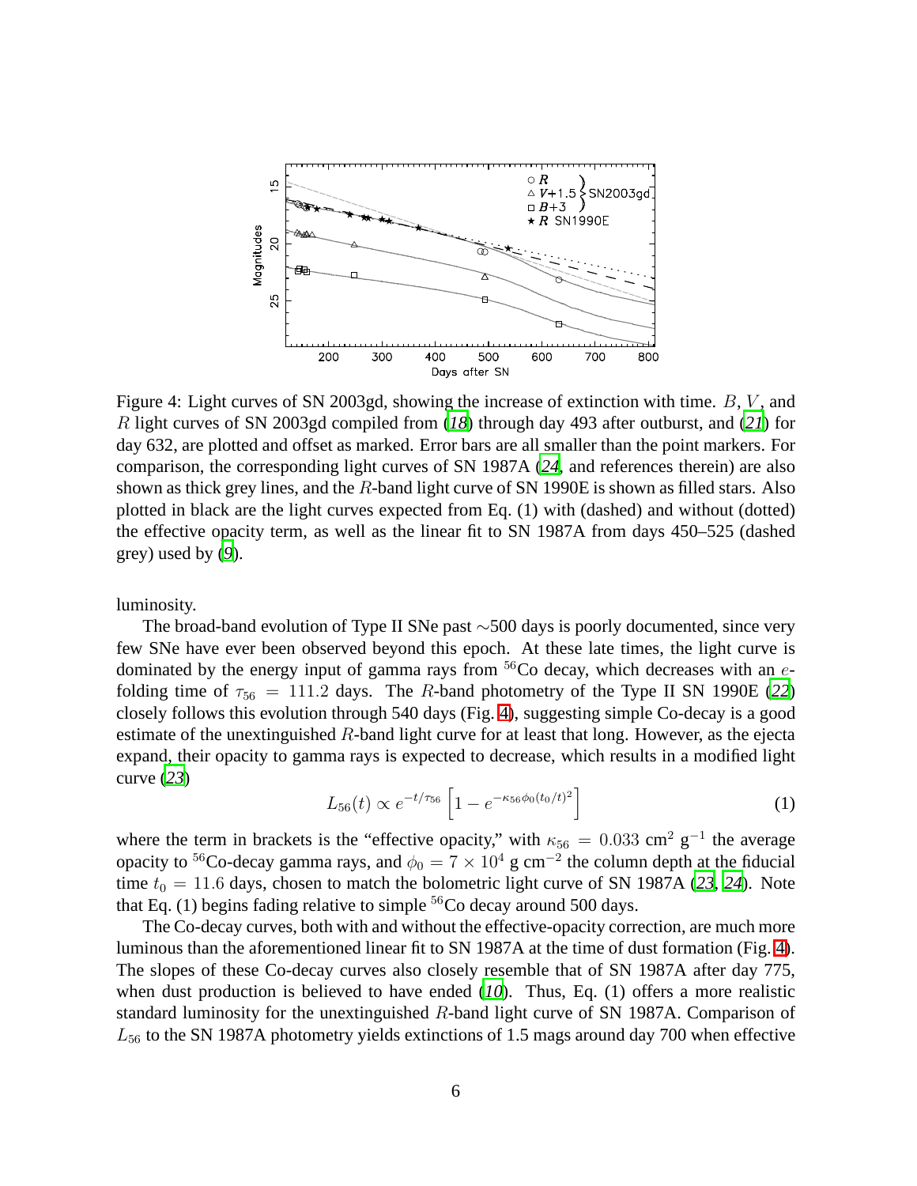Figure 4: Light curves of SN 2003gd, showing the increase of extinction with time. $B$, $V$, and $R$ light curves of SN 2003gd compiled from (*18*) through day 493 after outburst, and (*21*) for day 632, are plotted and offset as marked. Error bars are all smaller than the point markers. For comparison, the corresponding light curves of SN 1987A (*24*, and references therein) are also shown as thick grey lines, and the $R$-band light curve of SN 1990E is shown as filled stars. Also plotted in black are the light curves expected from Eq. (1) with (dashed) and without (dotted) the effective opacity term, as well as the linear fit to SN 1987A from days 450–525 (dashed grey) used by (*9*).

luminosity.

The broad-band evolution of Type II SNe past ∼500 days is poorly documented, since very few SNe have ever been observed beyond this epoch. At these late times, the light curve is dominated by the energy input of gamma rays from $^{56}$Co decay, which decreases with an $e$-folding time of $\tau_{56} = 111.2$ days. The $R$-band photometry of the Type II SN 1990E (*22*) closely follows this evolution through 540 days (Fig. 4), suggesting simple Co-decay is a good estimate of the unextinguished $R$-band light curve for at least that long. However, as the ejecta expand, their opacity to gamma rays is expected to decrease, which results in a modified light curve (*23*)

$$L_{56}(t) \propto e^{-t/\tau_{56}} \left[1 - e^{-\kappa_{56}\phi_0 (t_0/t)^2}\right] \tag{1}$$

where the term in brackets is the "effective opacity," with $\kappa_{56} = 0.033$ cm$^2$ g$^{-1}$ the average opacity to $^{56}$Co-decay gamma rays, and $\phi_0 = 7 \times 10^4$ g cm$^{-2}$ the column depth at the fiducial time $t_0 = 11.6$ days, chosen to match the bolometric light curve of SN 1987A (*23*, *24*). Note that Eq. (1) begins fading relative to simple $^{56}$Co decay around 500 days.

The Co-decay curves, both with and without the effective-opacity correction, are much more luminous than the aforementioned linear fit to SN 1987A at the time of dust formation (Fig. 4). The slopes of these Co-decay curves also closely resemble that of SN 1987A after day 775, when dust production is believed to have ended (*10*). Thus, Eq. (1) offers a more realistic standard luminosity for the unextinguished $R$-band light curve of SN 1987A. Comparison of $L_{56}$ to the SN 1987A photometry yields extinctions of 1.5 mags around day 700 when effective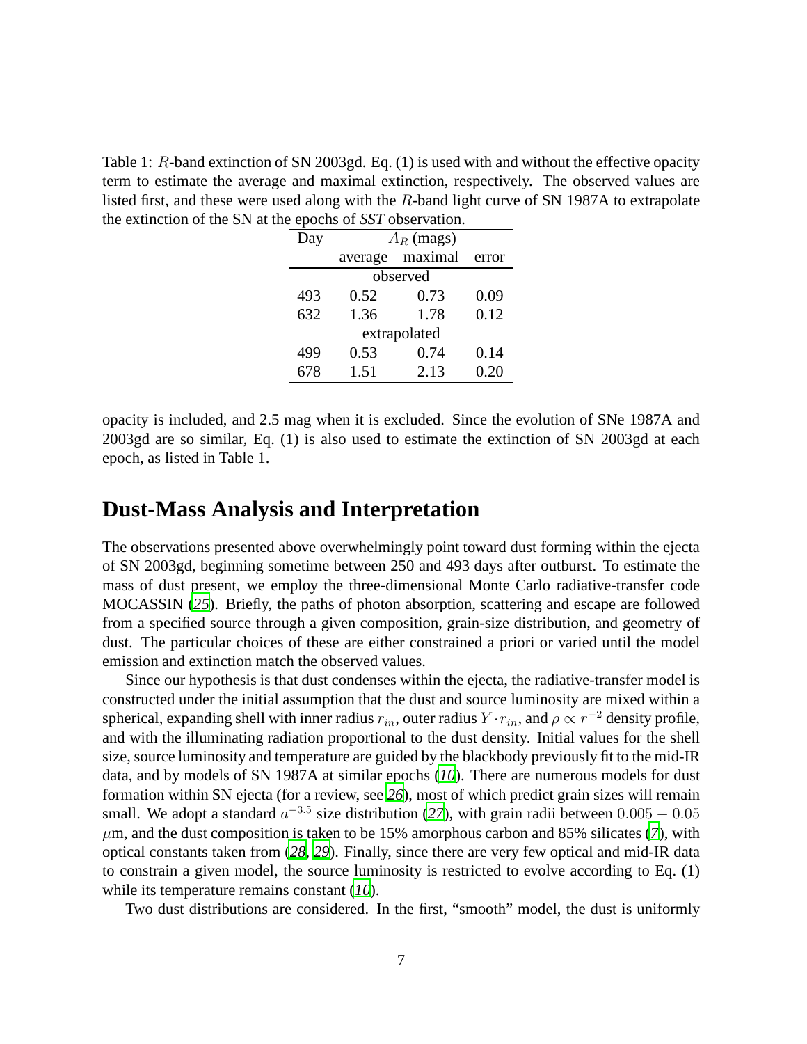Table 1: $R$-band extinction of SN 2003gd. Eq. (1) is used with and without the effective opacity term to estimate the average and maximal extinction, respectively. The observed values are listed first, and these were used along with the $R$-band light curve of SN 1987A to extrapolate the extinction of the SN at the epochs of *SST* observation.

| Day | $A_R$ (mags) | | |
|---|---|---|---|
| | average | maximal | error |
| | observed | | |
| 493 | 0.52 | 0.73 | 0.09 |
| 632 | 1.36 | 1.78 | 0.12 |
| | extrapolated | | |
| 499 | 0.53 | 0.74 | 0.14 |
| 678 | 1.51 | 2.13 | 0.20 |

opacity is included, and 2.5 mag when it is excluded. Since the evolution of SNe 1987A and 2003gd are so similar, Eq. (1) is also used to estimate the extinction of SN 2003gd at each epoch, as listed in Table 1.

## Dust-Mass Analysis and Interpretation

The observations presented above overwhelmingly point toward dust forming within the ejecta of SN 2003gd, beginning sometime between 250 and 493 days after outburst. To estimate the mass of dust present, we employ the three-dimensional Monte Carlo radiative-transfer code MOCASSIN (*25*). Briefly, the paths of photon absorption, scattering and escape are followed from a specified source through a given composition, grain-size distribution, and geometry of dust. The particular choices of these are either constrained a priori or varied until the model emission and extinction match the observed values.

Since our hypothesis is that dust condenses within the ejecta, the radiative-transfer model is constructed under the initial assumption that the dust and source luminosity are mixed within a spherical, expanding shell with inner radius $r_{in}$, outer radius $Y \cdot r_{in}$, and $\rho \propto r^{-2}$ density profile, and with the illuminating radiation proportional to the dust density. Initial values for the shell size, source luminosity and temperature are guided by the blackbody previously fit to the mid-IR data, and by models of SN 1987A at similar epochs (*10*). There are numerous models for dust formation within SN ejecta (for a review, see *26*), most of which predict grain sizes will remain small. We adopt a standard $a^{-3.5}$ size distribution (*27*), with grain radii between $0.005 - 0.05$ $\mu$m, and the dust composition is taken to be 15% amorphous carbon and 85% silicates (*7*), with optical constants taken from (*28*, *29*). Finally, since there are very few optical and mid-IR data to constrain a given model, the source luminosity is restricted to evolve according to Eq. (1) while its temperature remains constant (*10*).

Two dust distributions are considered. In the first, "smooth" model, the dust is uniformly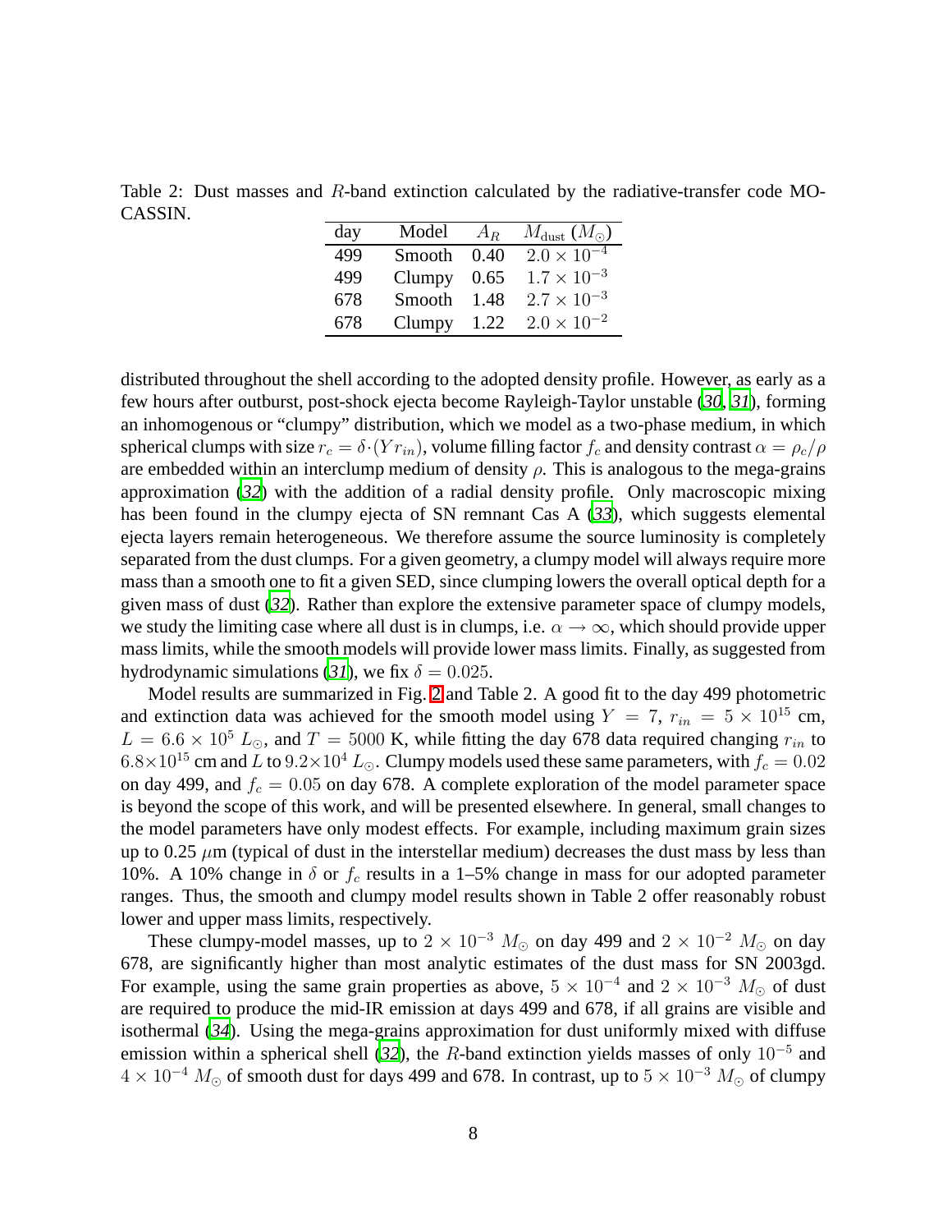Table 2: Dust masses and $R$-band extinction calculated by the radiative-transfer code MOCASSIN.

| day | Model | $A_R$ | $M_{\rm dust}$ ($M_\odot$) |
|---|---|---|---|
| 499 | Smooth | 0.40 | $2.0 \times 10^{-4}$ |
| 499 | Clumpy | 0.65 | $1.7 \times 10^{-3}$ |
| 678 | Smooth | 1.48 | $2.7 \times 10^{-3}$ |
| 678 | Clumpy | 1.22 | $2.0 \times 10^{-2}$ |

distributed throughout the shell according to the adopted density profile. However, as early as a few hours after outburst, post-shock ejecta become Rayleigh-Taylor unstable (*30*, *31*), forming an inhomogenous or "clumpy" distribution, which we model as a two-phase medium, in which spherical clumps with size $r_c = \delta \cdot (Y r_{in})$, volume filling factor $f_c$ and density contrast $\alpha = \rho_c/\rho$ are embedded within an interclump medium of density $\rho$. This is analogous to the mega-grains approximation (*32*) with the addition of a radial density profile. Only macroscopic mixing has been found in the clumpy ejecta of SN remnant Cas A (*33*), which suggests elemental ejecta layers remain heterogeneous. We therefore assume the source luminosity is completely separated from the dust clumps. For a given geometry, a clumpy model will always require more mass than a smooth one to fit a given SED, since clumping lowers the overall optical depth for a given mass of dust (*32*). Rather than explore the extensive parameter space of clumpy models, we study the limiting case where all dust is in clumps, i.e. $\alpha \to \infty$, which should provide upper mass limits, while the smooth models will provide lower mass limits. Finally, as suggested from hydrodynamic simulations (*31*), we fix $\delta = 0.025$.

Model results are summarized in Fig. 2 and Table 2. A good fit to the day 499 photometric and extinction data was achieved for the smooth model using $Y = 7$, $r_{in} = 5 \times 10^{15}$ cm, $L = 6.6 \times 10^5$ $L_\odot$, and $T = 5000$ K, while fitting the day 678 data required changing $r_{in}$ to $6.8 \times 10^{15}$ cm and $L$ to $9.2 \times 10^4$ $L_\odot$. Clumpy models used these same parameters, with $f_c = 0.02$ on day 499, and $f_c = 0.05$ on day 678. A complete exploration of the model parameter space is beyond the scope of this work, and will be presented elsewhere. In general, small changes to the model parameters have only modest effects. For example, including maximum grain sizes up to 0.25 $\mu$m (typical of dust in the interstellar medium) decreases the dust mass by less than 10%. A 10% change in $\delta$ or $f_c$ results in a 1–5% change in mass for our adopted parameter ranges. Thus, the smooth and clumpy model results shown in Table 2 offer reasonably robust lower and upper mass limits, respectively.

These clumpy-model masses, up to $2 \times 10^{-3}$ $M_\odot$ on day 499 and $2 \times 10^{-2}$ $M_\odot$ on day 678, are significantly higher than most analytic estimates of the dust mass for SN 2003gd. For example, using the same grain properties as above, $5 \times 10^{-4}$ and $2 \times 10^{-3}$ $M_\odot$ of dust are required to produce the mid-IR emission at days 499 and 678, if all grains are visible and isothermal (*34*). Using the mega-grains approximation for dust uniformly mixed with diffuse emission within a spherical shell (*32*), the $R$-band extinction yields masses of only $10^{-5}$ and $4 \times 10^{-4}$ $M_\odot$ of smooth dust for days 499 and 678. In contrast, up to $5 \times 10^{-3}$ $M_\odot$ of clumpy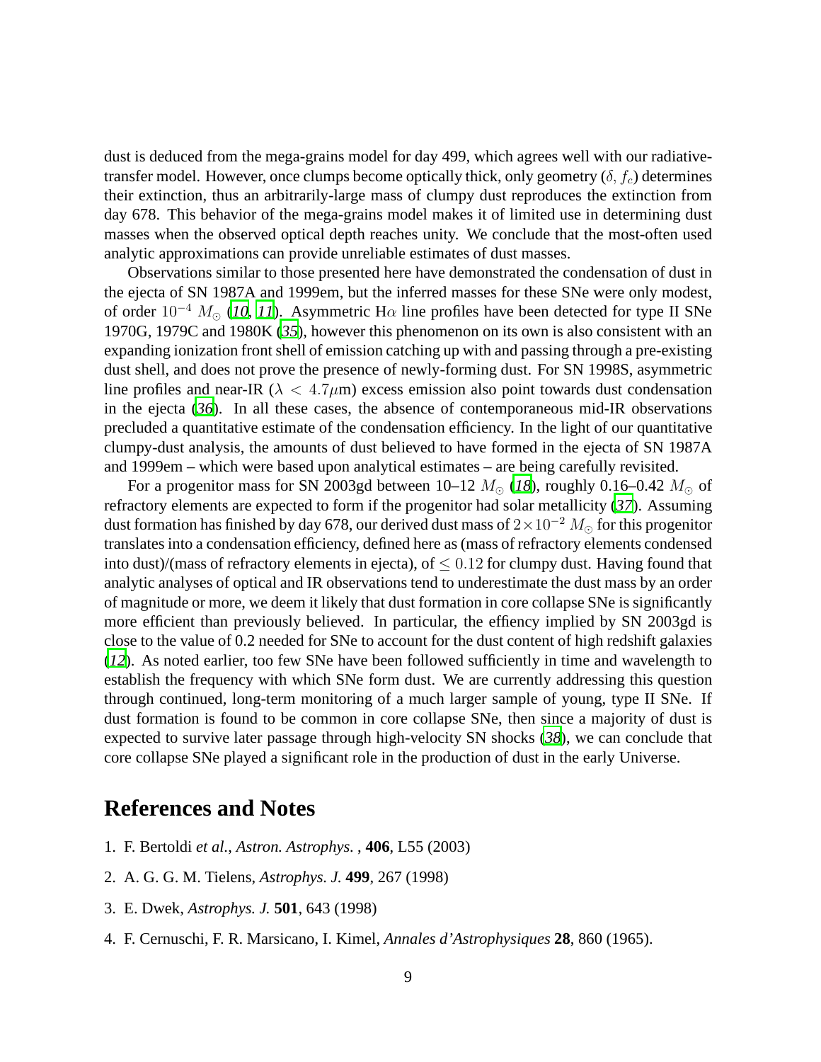dust is deduced from the mega-grains model for day 499, which agrees well with our radiative-transfer model. However, once clumps become optically thick, only geometry ($\delta$, $f_c$) determines their extinction, thus an arbitrarily-large mass of clumpy dust reproduces the extinction from day 678. This behavior of the mega-grains model makes it of limited use in determining dust masses when the observed optical depth reaches unity. We conclude that the most-often used analytic approximations can provide unreliable estimates of dust masses.

Observations similar to those presented here have demonstrated the condensation of dust in the ejecta of SN 1987A and 1999em, but the inferred masses for these SNe were only modest, of order $10^{-4}$ $M_\odot$ (*10*, *11*). Asymmetric H$\alpha$ line profiles have been detected for type II SNe 1970G, 1979C and 1980K (*35*), however this phenomenon on its own is also consistent with an expanding ionization front shell of emission catching up with and passing through a pre-existing dust shell, and does not prove the presence of newly-forming dust. For SN 1998S, asymmetric line profiles and near-IR ($\lambda < 4.7\mu$m) excess emission also point towards dust condensation in the ejecta (*36*). In all these cases, the absence of contemporaneous mid-IR observations precluded a quantitative estimate of the condensation efficiency. In the light of our quantitative clumpy-dust analysis, the amounts of dust believed to have formed in the ejecta of SN 1987A and 1999em – which were based upon analytical estimates – are being carefully revisited.

For a progenitor mass for SN 2003gd between 10–12 $M_\odot$ (*18*), roughly 0.16–0.42 $M_\odot$ of refractory elements are expected to form if the progenitor had solar metallicity (*37*). Assuming dust formation has finished by day 678, our derived dust mass of $2\times10^{-2}$ $M_\odot$ for this progenitor translates into a condensation efficiency, defined here as (mass of refractory elements condensed into dust)/(mass of refractory elements in ejecta), of $\leq 0.12$ for clumpy dust. Having found that analytic analyses of optical and IR observations tend to underestimate the dust mass by an order of magnitude or more, we deem it likely that dust formation in core collapse SNe is significantly more efficient than previously believed. In particular, the effiency implied by SN 2003gd is close to the value of 0.2 needed for SNe to account for the dust content of high redshift galaxies (*12*). As noted earlier, too few SNe have been followed sufficiently in time and wavelength to establish the frequency with which SNe form dust. We are currently addressing this question through continued, long-term monitoring of a much larger sample of young, type II SNe. If dust formation is found to be common in core collapse SNe, then since a majority of dust is expected to survive later passage through high-velocity SN shocks (*38*), we can conclude that core collapse SNe played a significant role in the production of dust in the early Universe.

# References and Notes

1. F. Bertoldi *et al.*, *Astron. Astrophys.* , **406**, L55 (2003)

2. A. G. G. M. Tielens, *Astrophys. J.* **499**, 267 (1998)

3. E. Dwek, *Astrophys. J.* **501**, 643 (1998)

4. F. Cernuschi, F. R. Marsicano, I. Kimel, *Annales d'Astrophysiques* **28**, 860 (1965).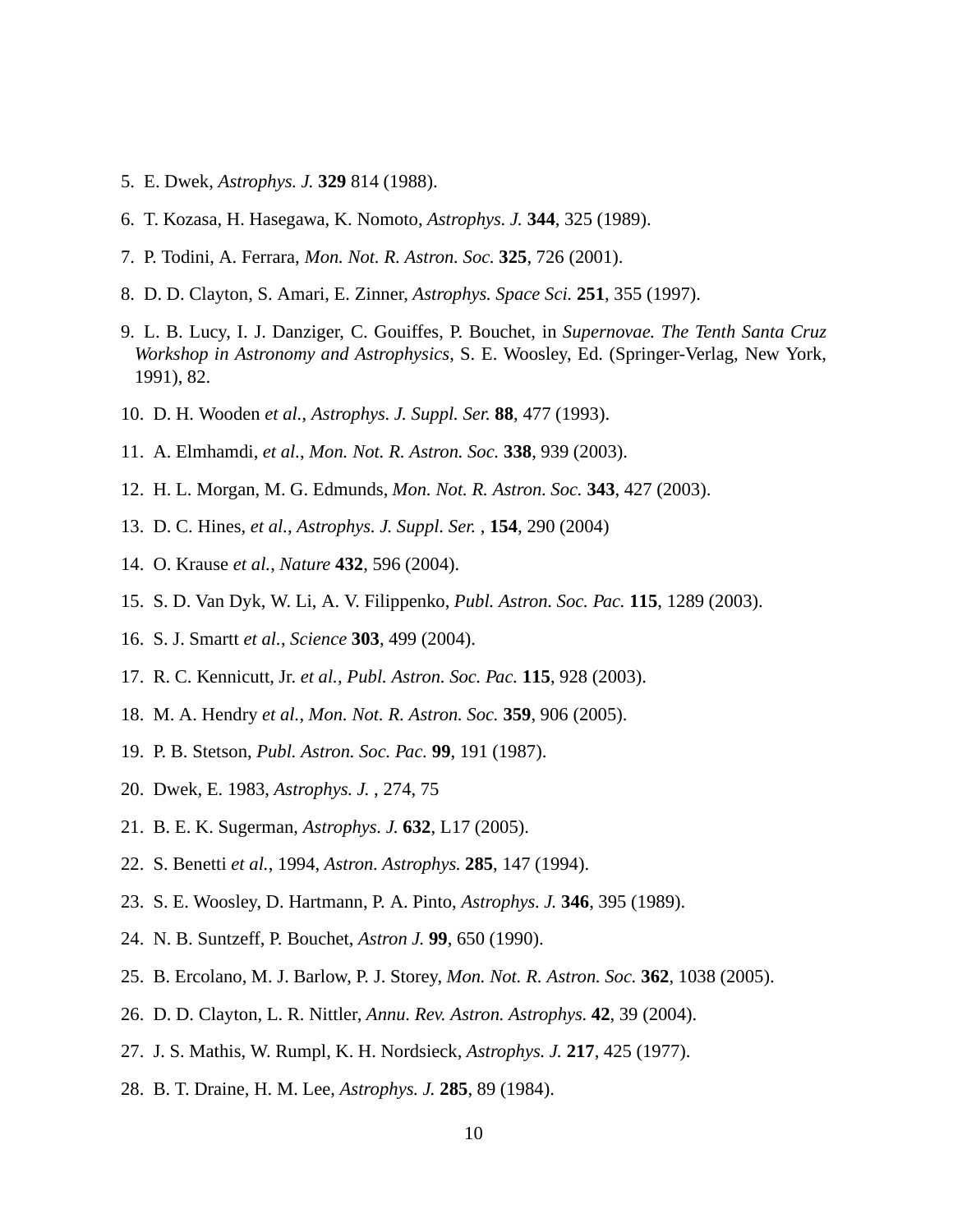5. E. Dwek, *Astrophys. J.* **329** 814 (1988).

6. T. Kozasa, H. Hasegawa, K. Nomoto, *Astrophys. J.* **344**, 325 (1989).

7. P. Todini, A. Ferrara, *Mon. Not. R. Astron. Soc.* **325**, 726 (2001).

8. D. D. Clayton, S. Amari, E. Zinner, *Astrophys. Space Sci.* **251**, 355 (1997).

9. L. B. Lucy, I. J. Danziger, C. Gouiffes, P. Bouchet, in *Supernovae. The Tenth Santa Cruz Workshop in Astronomy and Astrophysics*, S. E. Woosley, Ed. (Springer-Verlag, New York, 1991), 82.

10. D. H. Wooden *et al.*, *Astrophys. J. Suppl. Ser.* **88**, 477 (1993).

11. A. Elmhamdi, *et al.*, *Mon. Not. R. Astron. Soc.* **338**, 939 (2003).

12. H. L. Morgan, M. G. Edmunds, *Mon. Not. R. Astron. Soc.* **343**, 427 (2003).

13. D. C. Hines, *et al.*, *Astrophys. J. Suppl. Ser.* , **154**, 290 (2004)

14. O. Krause *et al.*, *Nature* **432**, 596 (2004).

15. S. D. Van Dyk, W. Li, A. V. Filippenko, *Publ. Astron. Soc. Pac.* **115**, 1289 (2003).

16. S. J. Smartt *et al.*, *Science* **303**, 499 (2004).

17. R. C. Kennicutt, Jr. *et al.*, *Publ. Astron. Soc. Pac.* **115**, 928 (2003).

18. M. A. Hendry *et al.*, *Mon. Not. R. Astron. Soc.* **359**, 906 (2005).

19. P. B. Stetson, *Publ. Astron. Soc. Pac.* **99**, 191 (1987).

20. Dwek, E. 1983, *Astrophys. J.* , 274, 75

21. B. E. K. Sugerman, *Astrophys. J.* **632**, L17 (2005).

22. S. Benetti *et al.*, 1994, *Astron. Astrophys.* **285**, 147 (1994).

23. S. E. Woosley, D. Hartmann, P. A. Pinto, *Astrophys. J.* **346**, 395 (1989).

24. N. B. Suntzeff, P. Bouchet, *Astron J.* **99**, 650 (1990).

25. B. Ercolano, M. J. Barlow, P. J. Storey, *Mon. Not. R. Astron. Soc.* **362**, 1038 (2005).

26. D. D. Clayton, L. R. Nittler, *Annu. Rev. Astron. Astrophys.* **42**, 39 (2004).

27. J. S. Mathis, W. Rumpl, K. H. Nordsieck, *Astrophys. J.* **217**, 425 (1977).

28. B. T. Draine, H. M. Lee, *Astrophys. J.* **285**, 89 (1984).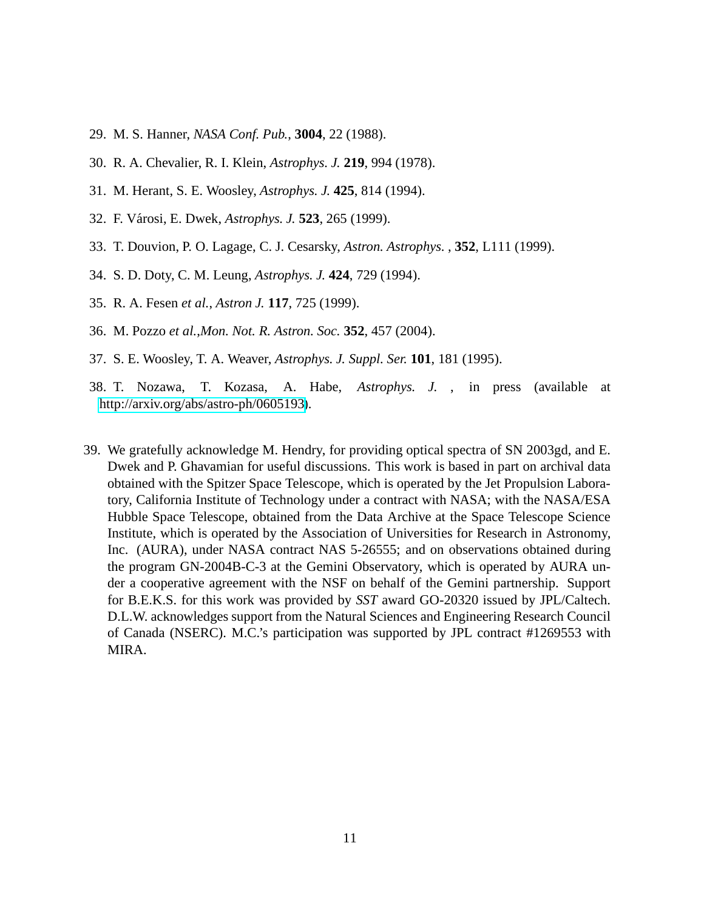29. M. S. Hanner, *NASA Conf. Pub.*, **3004**, 22 (1988).
30. R. A. Chevalier, R. I. Klein, *Astrophys. J.* **219**, 994 (1978).
31. M. Herant, S. E. Woosley, *Astrophys. J.* **425**, 814 (1994).
32. F. Városi, E. Dwek, *Astrophys. J.* **523**, 265 (1999).
33. T. Douvion, P. O. Lagage, C. J. Cesarsky, *Astron. Astrophys.* , **352**, L111 (1999).
34. S. D. Doty, C. M. Leung, *Astrophys. J.* **424**, 729 (1994).
35. R. A. Fesen *et al.*, *Astron J.* **117**, 725 (1999).
36. M. Pozzo *et al.*,*Mon. Not. R. Astron. Soc.* **352**, 457 (2004).
37. S. E. Woosley, T. A. Weaver, *Astrophys. J. Suppl. Ser.* **101**, 181 (1995).
38. T. Nozawa, T. Kozasa, A. Habe, *Astrophys. J.* , in press (available at http://arxiv.org/abs/astro-ph/0605193).
39. We gratefully acknowledge M. Hendry, for providing optical spectra of SN 2003gd, and E. Dwek and P. Ghavamian for useful discussions. This work is based in part on archival data obtained with the Spitzer Space Telescope, which is operated by the Jet Propulsion Laboratory, California Institute of Technology under a contract with NASA; with the NASA/ESA Hubble Space Telescope, obtained from the Data Archive at the Space Telescope Science Institute, which is operated by the Association of Universities for Research in Astronomy, Inc. (AURA), under NASA contract NAS 5-26555; and on observations obtained during the program GN-2004B-C-3 at the Gemini Observatory, which is operated by AURA under a cooperative agreement with the NSF on behalf of the Gemini partnership. Support for B.E.K.S. for this work was provided by *SST* award GO-20320 issued by JPL/Caltech. D.L.W. acknowledges support from the Natural Sciences and Engineering Research Council of Canada (NSERC). M.C.'s participation was supported by JPL contract #1269553 with MIRA.